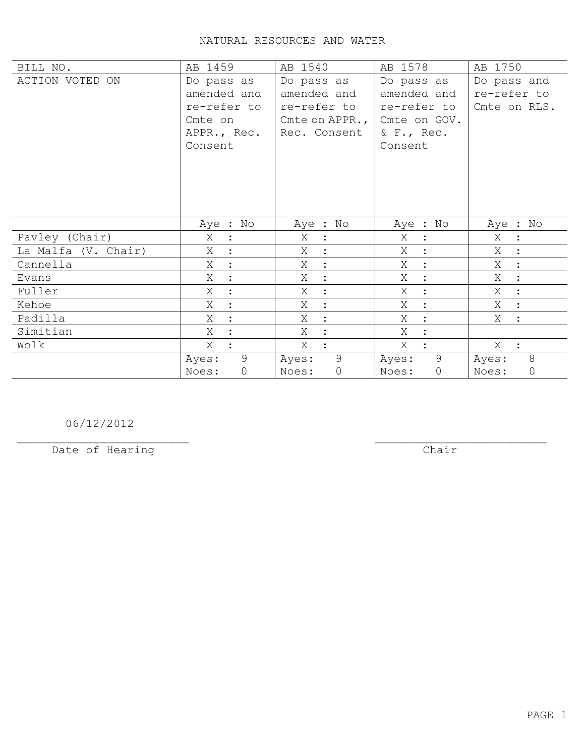# NATURAL RESOURCES AND WATER

| BILL NO. | AB 1459 | AB 1540 | AB 1578 | AB 1750 |
|---|---|---|---|---|
| ACTION VOTED ON | Do pass as amended and re-refer to Cmte on APPR., Rec. Consent | Do pass as amended and re-refer to Cmte on APPR., Rec. Consent | Do pass as amended and re-refer to Cmte on GOV. & F., Rec. Consent | Do pass and re-refer to Cmte on RLS. |
| | Aye : No | Aye : No | Aye : No | Aye : No |
| Pavley (Chair) | X : | X : | X : | X : |
| La Malfa (V. Chair) | X : | X : | X : | X : |
| Cannella | X : | X : | X : | X : |
| Evans | X : | X : | X : | X : |
| Fuller | X : | X : | X : | X : |
| Kehoe | X : | X : | X : | X : |
| Padilla | X : | X : | X : | X : |
| Simitian | X : | X : | X : | |
| Wolk | X : | X : | X : | X : |
| | Ayes: 9 Noes: 0 | Ayes: 9 Noes: 0 | Ayes: 9 Noes: 0 | Ayes: 8 Noes: 0 |

06/12/2012
_________________________
Date of Hearing

_________________________
Chair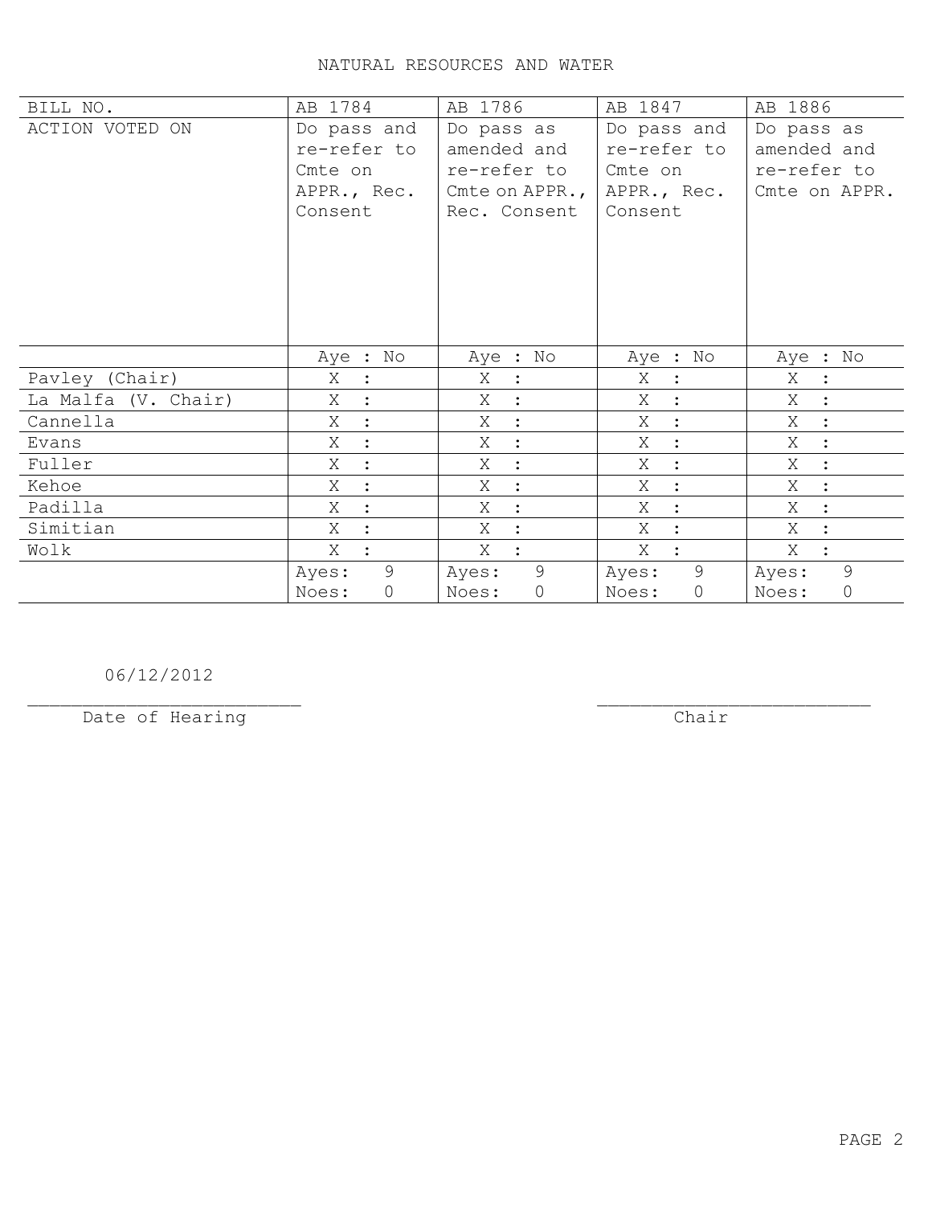NATURAL RESOURCES AND WATER

| BILL NO. | AB 1784 | AB 1786 | AB 1847 | AB 1886 |
|---|---|---|---|---|
| ACTION VOTED ON | Do pass and re-refer to Cmte on APPR., Rec. Consent | Do pass as amended and re-refer to Cmte on APPR., Rec. Consent | Do pass and re-refer to Cmte on APPR., Rec. Consent | Do pass as amended and re-refer to Cmte on APPR. |
| | Aye : No | Aye : No | Aye : No | Aye : No |
| Pavley (Chair) | X : | X : | X : | X : |
| La Malfa (V. Chair) | X : | X : | X : | X : |
| Cannella | X : | X : | X : | X : |
| Evans | X : | X : | X : | X : |
| Fuller | X : | X : | X : | X : |
| Kehoe | X : | X : | X : | X : |
| Padilla | X : | X : | X : | X : |
| Simitian | X : | X : | X : | X : |
| Wolk | X : | X : | X : | X : |
| | Ayes: 9 Noes: 0 | Ayes: 9 Noes: 0 | Ayes: 9 Noes: 0 | Ayes: 9 Noes: 0 |

06/12/2012
________________________
Date of Hearing

________________________
Chair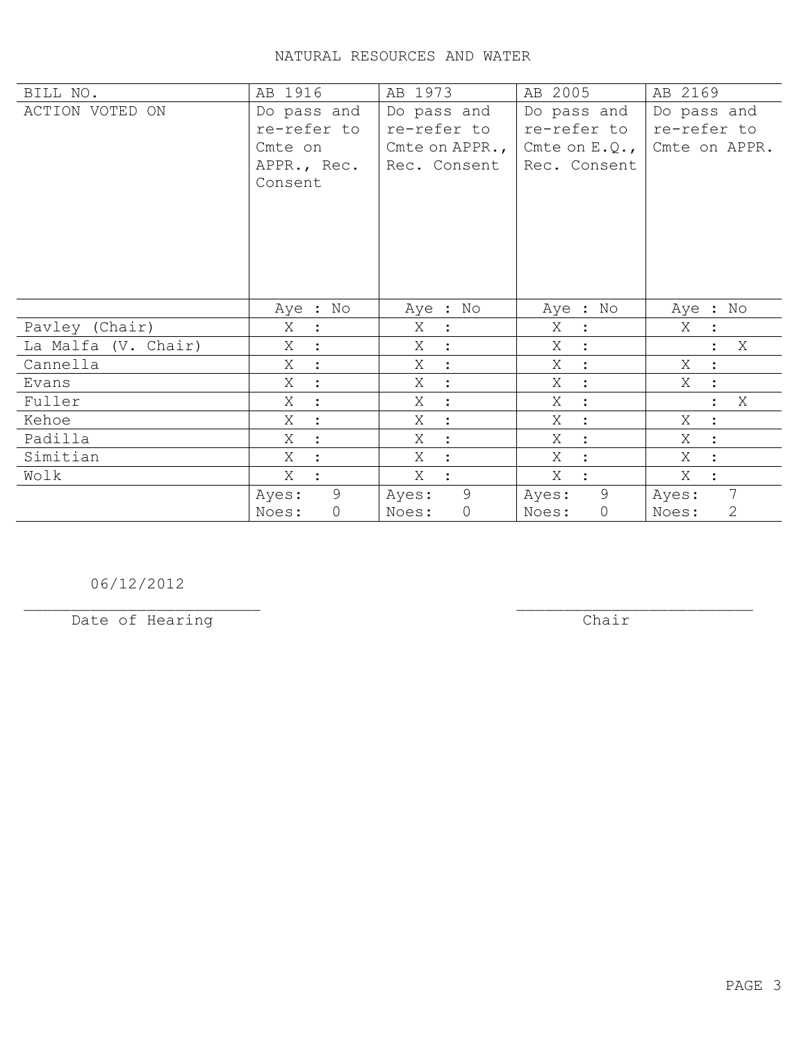# NATURAL RESOURCES AND WATER

| BILL NO. | AB 1916 | AB 1973 | AB 2005 | AB 2169 |
|---|---|---|---|---|
| ACTION VOTED ON | Do pass and re-refer to Cmte on APPR., Rec. Consent | Do pass and re-refer to Cmte on APPR., Rec. Consent | Do pass and re-refer to Cmte on E.Q., Rec. Consent | Do pass and re-refer to Cmte on APPR. |
| | Aye : No | Aye : No | Aye : No | Aye : No |
| Pavley (Chair) | X : | X : | X : | X : |
| La Malfa (V. Chair) | X : | X : | X : | : X |
| Cannella | X : | X : | X : | X : |
| Evans | X : | X : | X : | X : |
| Fuller | X : | X : | X : | : X |
| Kehoe | X : | X : | X : | X : |
| Padilla | X : | X : | X : | X : |
| Simitian | X : | X : | X : | X : |
| Wolk | X : | X : | X : | X : |
| | Ayes: 9 Noes: 0 | Ayes: 9 Noes: 0 | Ayes: 9 Noes: 0 | Ayes: 7 Noes: 2 |

06/12/2012
_________________________
Date of Hearing

_________________________
Chair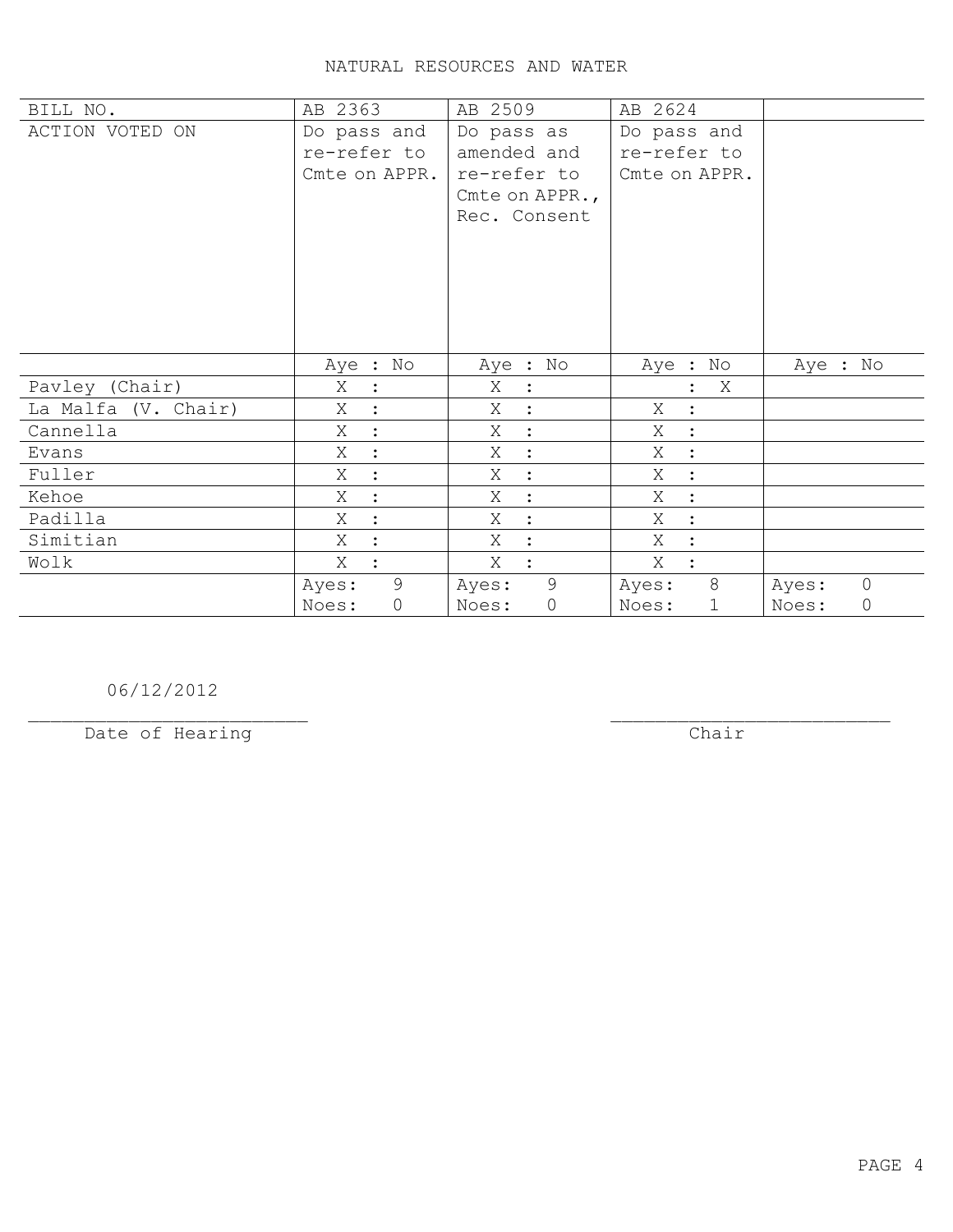# NATURAL RESOURCES AND WATER

| BILL NO. | AB 2363 | AB 2509 | AB 2624 | |
|---|---|---|---|---|
| ACTION VOTED ON | Do pass and re-refer to Cmte on APPR. | Do pass as amended and re-refer to Cmte on APPR., Rec. Consent | Do pass and re-refer to Cmte on APPR. | |
| | Aye : No | Aye : No | Aye : No | Aye : No |
| Pavley (Chair) | X : | X : | : X | |
| La Malfa (V. Chair) | X : | X : | X : | |
| Cannella | X : | X : | X : | |
| Evans | X : | X : | X : | |
| Fuller | X : | X : | X : | |
| Kehoe | X : | X : | X : | |
| Padilla | X : | X : | X : | |
| Simitian | X : | X : | X : | |
| Wolk | X : | X : | X : | |
| | Ayes: 9<br>Noes: 0 | Ayes: 9<br>Noes: 0 | Ayes: 8<br>Noes: 1 | Ayes: 0<br>Noes: 0 |

06/12/2012
_________________________
Date of Hearing

_________________________
Chair